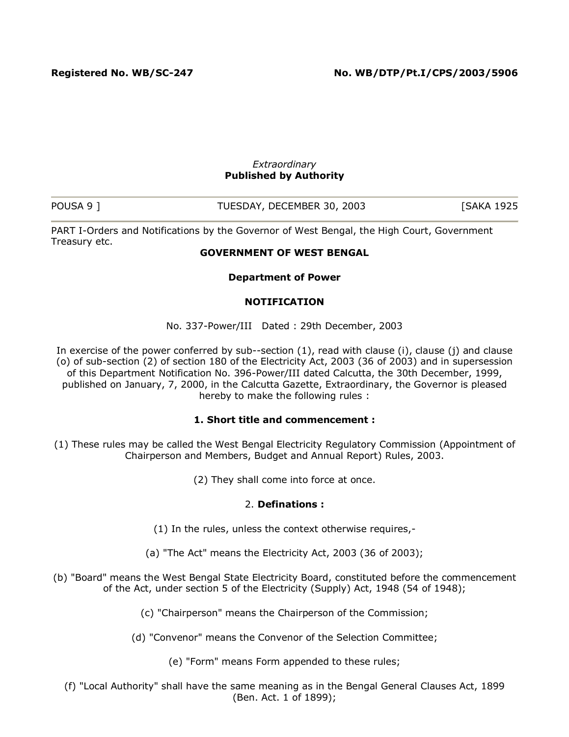**Registered No. WB/SC-247** **No. WB/DTP/Pt.I/CPS/2003/5906**

*Extraordinary*
**Published by Authority**

POUSA 9 ] TUESDAY, DECEMBER 30, 2003 [SAKA 1925

PART I-Orders and Notifications by the Governor of West Bengal, the High Court, Government Treasury etc.

**GOVERNMENT OF WEST BENGAL**

**Department of Power**

**NOTIFICATION**

No. 337-Power/III Dated : 29th December, 2003

In exercise of the power conferred by sub--section (1), read with clause (i), clause (j) and clause (o) of sub-section (2) of section 180 of the Electricity Act, 2003 (36 of 2003) and in supersession of this Department Notification No. 396-Power/III dated Calcutta, the 30th December, 1999, published on January, 7, 2000, in the Calcutta Gazette, Extraordinary, the Governor is pleased hereby to make the following rules :

**1. Short title and commencement :**

(1) These rules may be called the West Bengal Electricity Regulatory Commission (Appointment of Chairperson and Members, Budget and Annual Report) Rules, 2003.

(2) They shall come into force at once.

2. **Definations :**

(1) In the rules, unless the context otherwise requires,-

(a) "The Act" means the Electricity Act, 2003 (36 of 2003);

(b) "Board" means the West Bengal State Electricity Board, constituted before the commencement of the Act, under section 5 of the Electricity (Supply) Act, 1948 (54 of 1948);

(c) "Chairperson" means the Chairperson of the Commission;

(d) "Convenor" means the Convenor of the Selection Committee;

(e) "Form" means Form appended to these rules;

(f) "Local Authority" shall have the same meaning as in the Bengal General Clauses Act, 1899 (Ben. Act. 1 of 1899);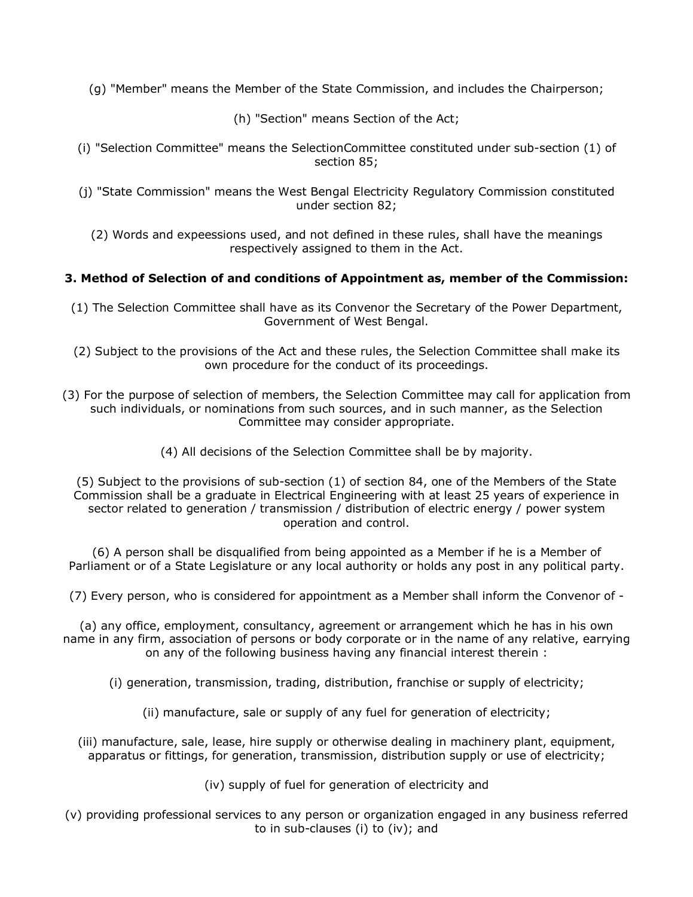(g) "Member" means the Member of the State Commission, and includes the Chairperson;

(h) "Section" means Section of the Act;

(i) "Selection Committee" means the SelectionCommittee constituted under sub-section (1) of section 85;

(j) "State Commission" means the West Bengal Electricity Regulatory Commission constituted under section 82;

(2) Words and expeessions used, and not defined in these rules, shall have the meanings respectively assigned to them in the Act.

**3. Method of Selection of and conditions of Appointment as, member of the Commission:**

(1) The Selection Committee shall have as its Convenor the Secretary of the Power Department, Government of West Bengal.

(2) Subject to the provisions of the Act and these rules, the Selection Committee shall make its own procedure for the conduct of its proceedings.

(3) For the purpose of selection of members, the Selection Committee may call for application from such individuals, or nominations from such sources, and in such manner, as the Selection Committee may consider appropriate.

(4) All decisions of the Selection Committee shall be by majority.

(5) Subject to the provisions of sub-section (1) of section 84, one of the Members of the State Commission shall be a graduate in Electrical Engineering with at least 25 years of experience in sector related to generation / transmission / distribution of electric energy / power system operation and control.

(6) A person shall be disqualified from being appointed as a Member if he is a Member of Parliament or of a State Legislature or any local authority or holds any post in any political party.

(7) Every person, who is considered for appointment as a Member shall inform the Convenor of -

(a) any office, employment, consultancy, agreement or arrangement which he has in his own name in any firm, association of persons or body corporate or in the name of any relative, earrying on any of the following business having any financial interest therein :

(i) generation, transmission, trading, distribution, franchise or supply of electricity;

(ii) manufacture, sale or supply of any fuel for generation of electricity;

(iii) manufacture, sale, lease, hire supply or otherwise dealing in machinery plant, equipment, apparatus or fittings, for generation, transmission, distribution supply or use of electricity;

(iv) supply of fuel for generation of electricity and

(v) providing professional services to any person or organization engaged in any business referred to in sub-clauses (i) to (iv); and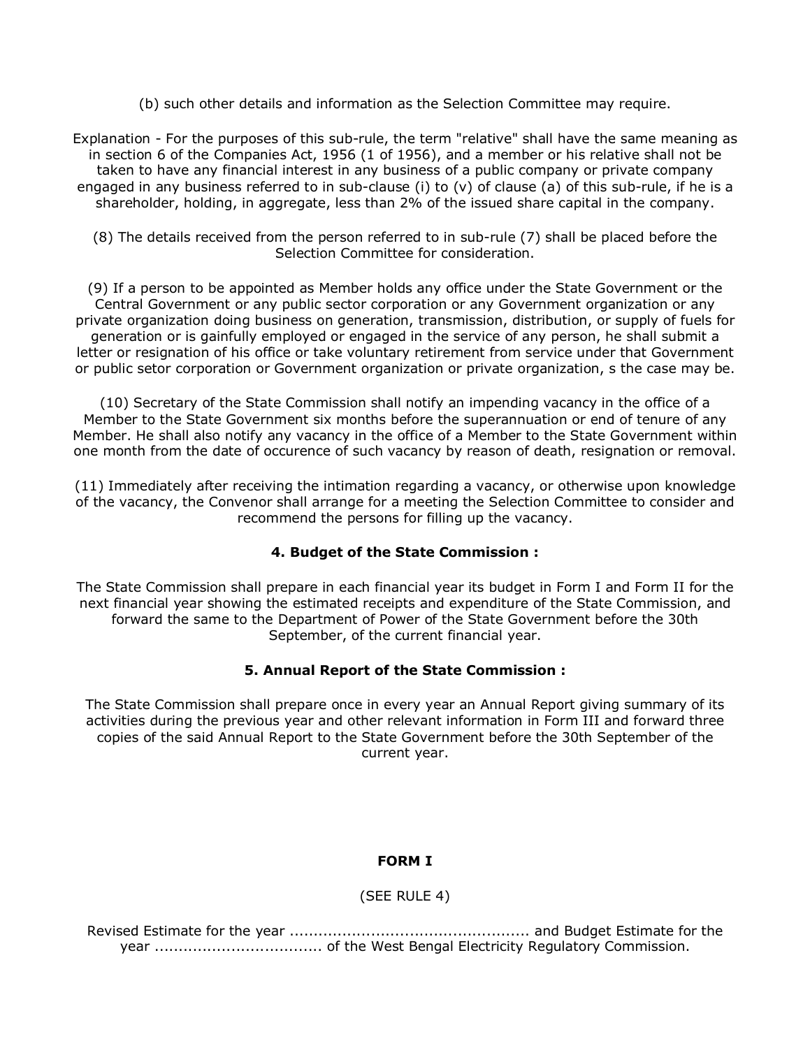(b) such other details and information as the Selection Committee may require.

Explanation - For the purposes of this sub-rule, the term "relative" shall have the same meaning as in section 6 of the Companies Act, 1956 (1 of 1956), and a member or his relative shall not be taken to have any financial interest in any business of a public company or private company engaged in any business referred to in sub-clause (i) to (v) of clause (a) of this sub-rule, if he is a shareholder, holding, in aggregate, less than 2% of the issued share capital in the company.

(8) The details received from the person referred to in sub-rule (7) shall be placed before the Selection Committee for consideration.

(9) If a person to be appointed as Member holds any office under the State Government or the Central Government or any public sector corporation or any Government organization or any private organization doing business on generation, transmission, distribution, or supply of fuels for generation or is gainfully employed or engaged in the service of any person, he shall submit a letter or resignation of his office or take voluntary retirement from service under that Government or public setor corporation or Government organization or private organization, s the case may be.

(10) Secretary of the State Commission shall notify an impending vacancy in the office of a Member to the State Government six months before the superannuation or end of tenure of any Member. He shall also notify any vacancy in the office of a Member to the State Government within one month from the date of occurence of such vacancy by reason of death, resignation or removal.

(11) Immediately after receiving the intimation regarding a vacancy, or otherwise upon knowledge of the vacancy, the Convenor shall arrange for a meeting the Selection Committee to consider and recommend the persons for filling up the vacancy.

### 4. Budget of the State Commission :

The State Commission shall prepare in each financial year its budget in Form I and Form II for the next financial year showing the estimated receipts and expenditure of the State Commission, and forward the same to the Department of Power of the State Government before the 30th September, of the current financial year.

### 5. Annual Report of the State Commission :

The State Commission shall prepare once in every year an Annual Report giving summary of its activities during the previous year and other relevant information in Form III and forward three copies of the said Annual Report to the State Government before the 30th September of the current year.

### FORM I

(SEE RULE 4)

Revised Estimate for the year ................................................. and Budget Estimate for the year .................................. of the West Bengal Electricity Regulatory Commission.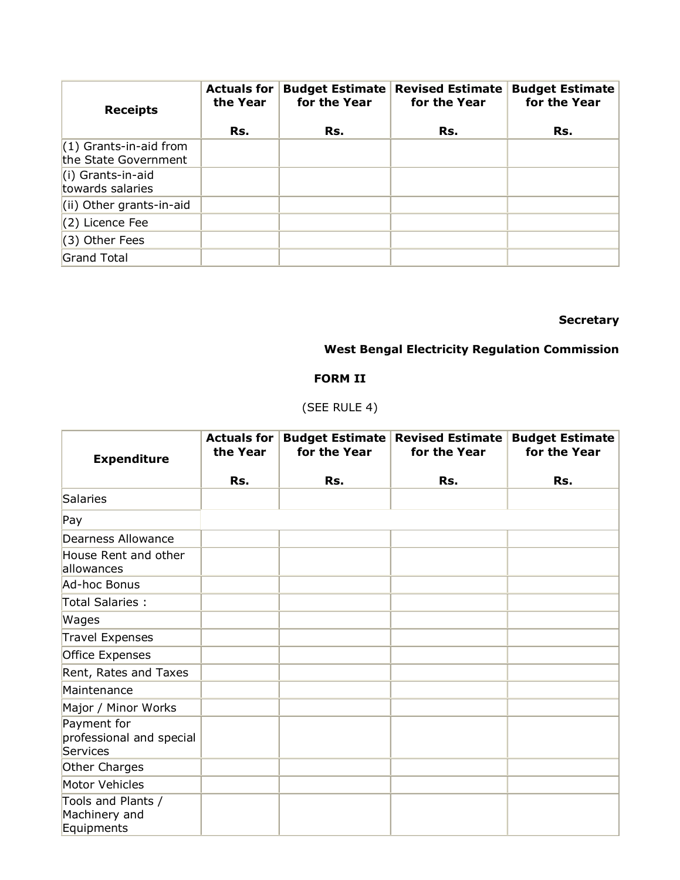| Receipts | Actuals for the Year<br><br>Rs. | Budget Estimate for the Year<br><br>Rs. | Revised Estimate for the Year<br><br>Rs. | Budget Estimate for the Year<br><br>Rs. |
|---|---|---|---|---|
| (1) Grants-in-aid from the State Government | | | | |
| (i) Grants-in-aid towards salaries | | | | |
| (ii) Other grants-in-aid | | | | |
| (2) Licence Fee | | | | |
| (3) Other Fees | | | | |
| Grand Total | | | | |

**Secretary**

**West Bengal Electricity Regulation Commission**

**FORM II**

(SEE RULE 4)

| Expenditure | Actuals for the Year<br><br>Rs. | Budget Estimate for the Year<br><br>Rs. | Revised Estimate for the Year<br><br>Rs. | Budget Estimate for the Year<br><br>Rs. |
|---|---|---|---|---|
| Salaries | | | | |
| Pay | | | | |
| Dearness Allowance | | | | |
| House Rent and other allowances | | | | |
| Ad-hoc Bonus | | | | |
| Total Salaries : | | | | |
| Wages | | | | |
| Travel Expenses | | | | |
| Office Expenses | | | | |
| Rent, Rates and Taxes | | | | |
| Maintenance | | | | |
| Major / Minor Works | | | | |
| Payment for professional and special Services | | | | |
| Other Charges | | | | |
| Motor Vehicles | | | | |
| Tools and Plants / Machinery and Equipments | | | | |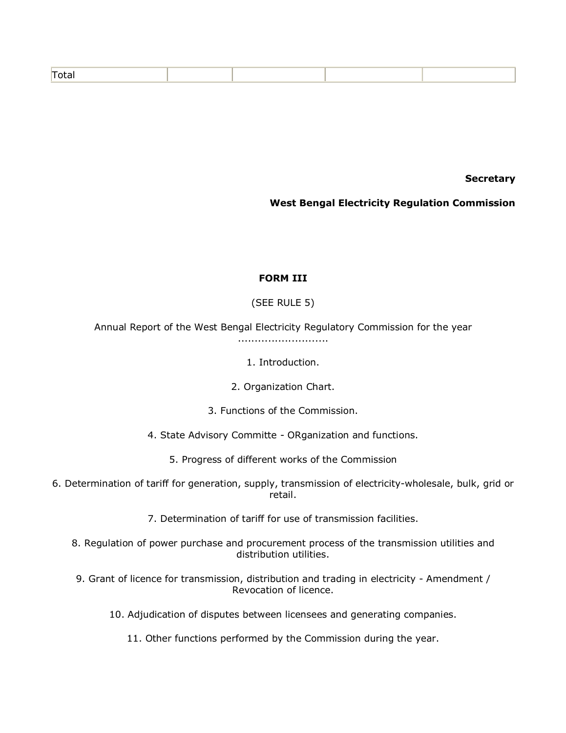| Total | | | | |
|---|---|---|---|---|

**Secretary**

**West Bengal Electricity Regulation Commission**

**FORM III**

(SEE RULE 5)

Annual Report of the West Bengal Electricity Regulatory Commission for the year ..........................

1. Introduction.

2. Organization Chart.

3. Functions of the Commission.

4. State Advisory Committe - ORganization and functions.

5. Progress of different works of the Commission

6. Determination of tariff for generation, supply, transmission of electricity-wholesale, bulk, grid or retail.

7. Determination of tariff for use of transmission facilities.

8. Regulation of power purchase and procurement process of the transmission utilities and distribution utilities.

9. Grant of licence for transmission, distribution and trading in electricity - Amendment / Revocation of licence.

10. Adjudication of disputes between licensees and generating companies.

11. Other functions performed by the Commission during the year.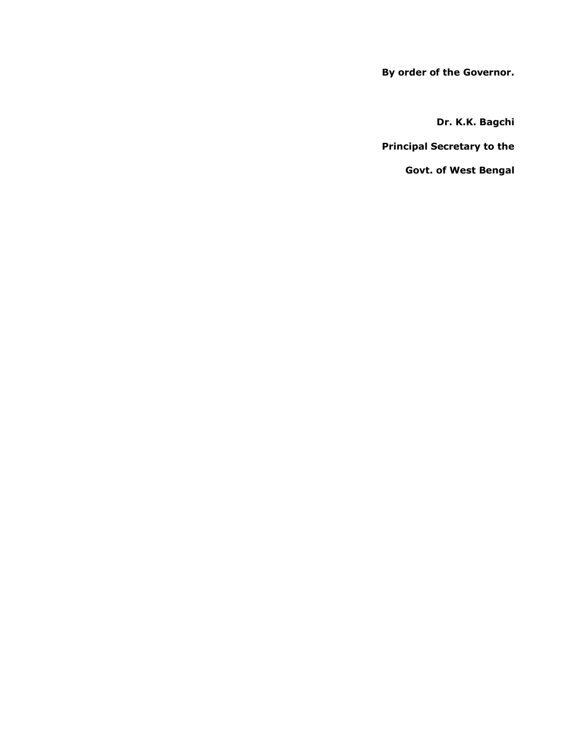**By order of the Governor.**

**Dr. K.K. Bagchi**

**Principal Secretary to the**

**Govt. of West Bengal**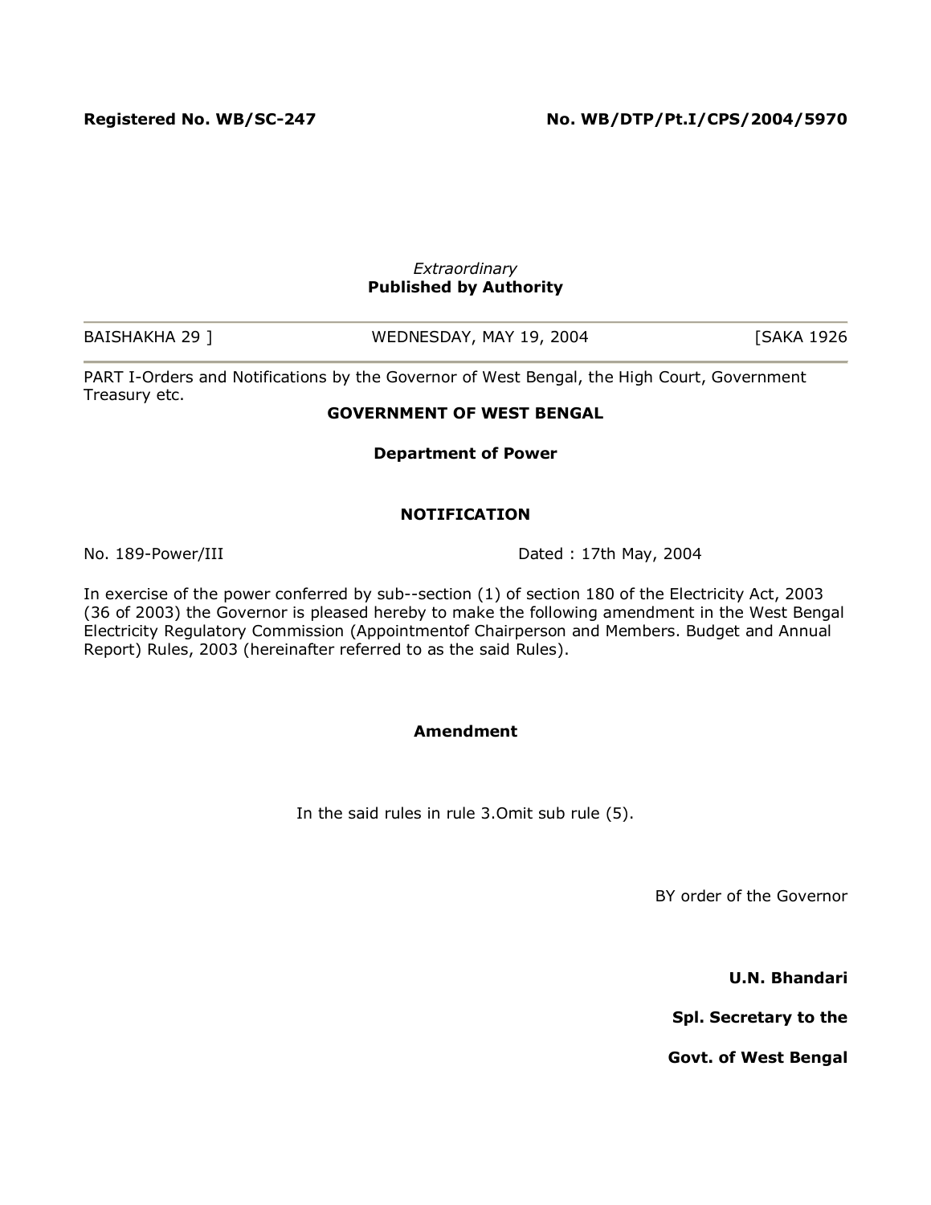**Registered No. WB/SC-247** **No. WB/DTP/Pt.I/CPS/2004/5970**

*Extraordinary*
**Published by Authority**

BAISHAKHA 29 ] WEDNESDAY, MAY 19, 2004 [SAKA 1926

PART I-Orders and Notifications by the Governor of West Bengal, the High Court, Government Treasury etc.

**GOVERNMENT OF WEST BENGAL**

**Department of Power**

**NOTIFICATION**

No. 189-Power/III Dated : 17th May, 2004

In exercise of the power conferred by sub--section (1) of section 180 of the Electricity Act, 2003 (36 of 2003) the Governor is pleased hereby to make the following amendment in the West Bengal Electricity Regulatory Commission (Appointmentof Chairperson and Members. Budget and Annual Report) Rules, 2003 (hereinafter referred to as the said Rules).

**Amendment**

In the said rules in rule 3.Omit sub rule (5).

BY order of the Governor

**U.N. Bhandari**

**Spl. Secretary to the**

**Govt. of West Bengal**